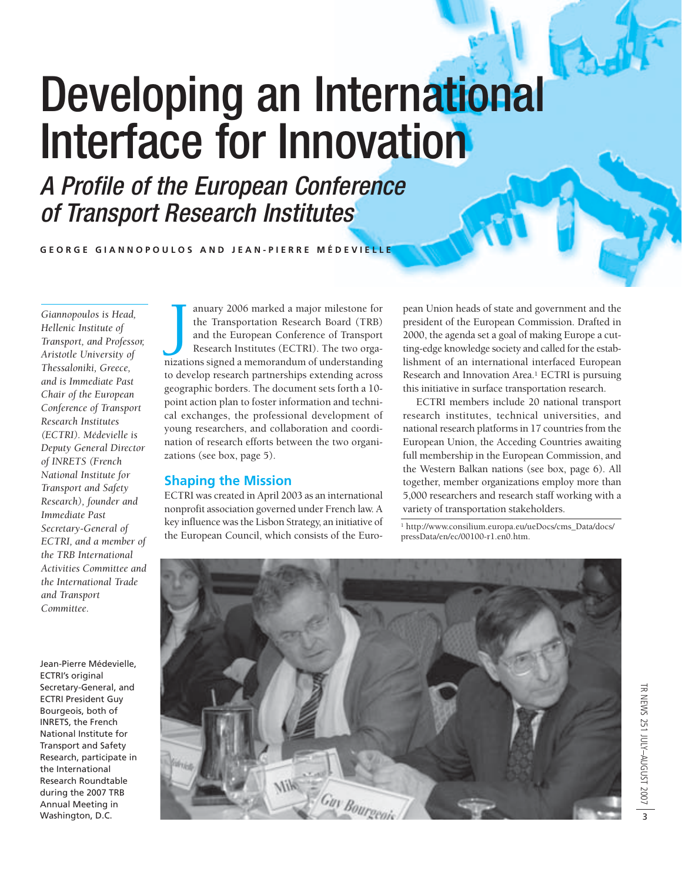# Developing an International Interface for Innovation

## *A Profile of the European Conference of Transport Research Institutes*

**GEORGE GIANNOPOULOS AND JEAN-PIERRE MÉDEVIELLE**

*Giannopoulos is Head, Hellenic Institute of Transport, and Professor, Aristotle University of Thessaloniki, Greece, and is Immediate Past Chair of the European Conference of Transport Research Institutes (ECTRI). Médevielle is Deputy General Director of INRETS (French National Institute for Transport and Safety Research), founder and Immediate Past Secretary-General of ECTRI, and a member of the TRB International Activities Committee and the International Trade and Transport Committee.*

January 2006 marked a major milestone for the Transportation Research Board (TRB) and the European Conference of Transport Research Institutes (ECTRI). The two organizations signed a memorandum of understanding to develop research partnerships extending across geographic borders. The document sets forth a 10-point action plan to foster information and technical exchanges, the professional development of young researchers, and collaboration and coordination of research efforts between the two organizations (see box, page 5).

## Shaping the Mission

ECTRI was created in April 2003 as an international nonprofit association governed under French law. A key influence was the Lisbon Strategy, an initiative of the European Council, which consists of the European Union heads of state and government and the president of the European Commission. Drafted in 2000, the agenda set a goal of making Europe a cutting-edge knowledge society and called for the establishment of an international interfaced European Research and Innovation Area.[1] ECTRI is pursuing this initiative in surface transportation research.

ECTRI members include 20 national transport research institutes, technical universities, and national research platforms in 17 countries from the European Union, the Acceding Countries awaiting full membership in the European Commission, and the Western Balkan nations (see box, page 6). All together, member organizations employ more than 5,000 researchers and research staff working with a variety of transportation stakeholders.

[1] http://www.consilium.europa.eu/ueDocs/cms_Data/docs/pressData/en/ec/00100-r1.en0.htm.

Jean-Pierre Médevielle, ECTRI's original Secretary-General, and ECTRI President Guy Bourgeois, both of INRETS, the French National Institute for Transport and Safety Research, participate in the International Research Roundtable during the 2007 TRB Annual Meeting in Washington, D.C.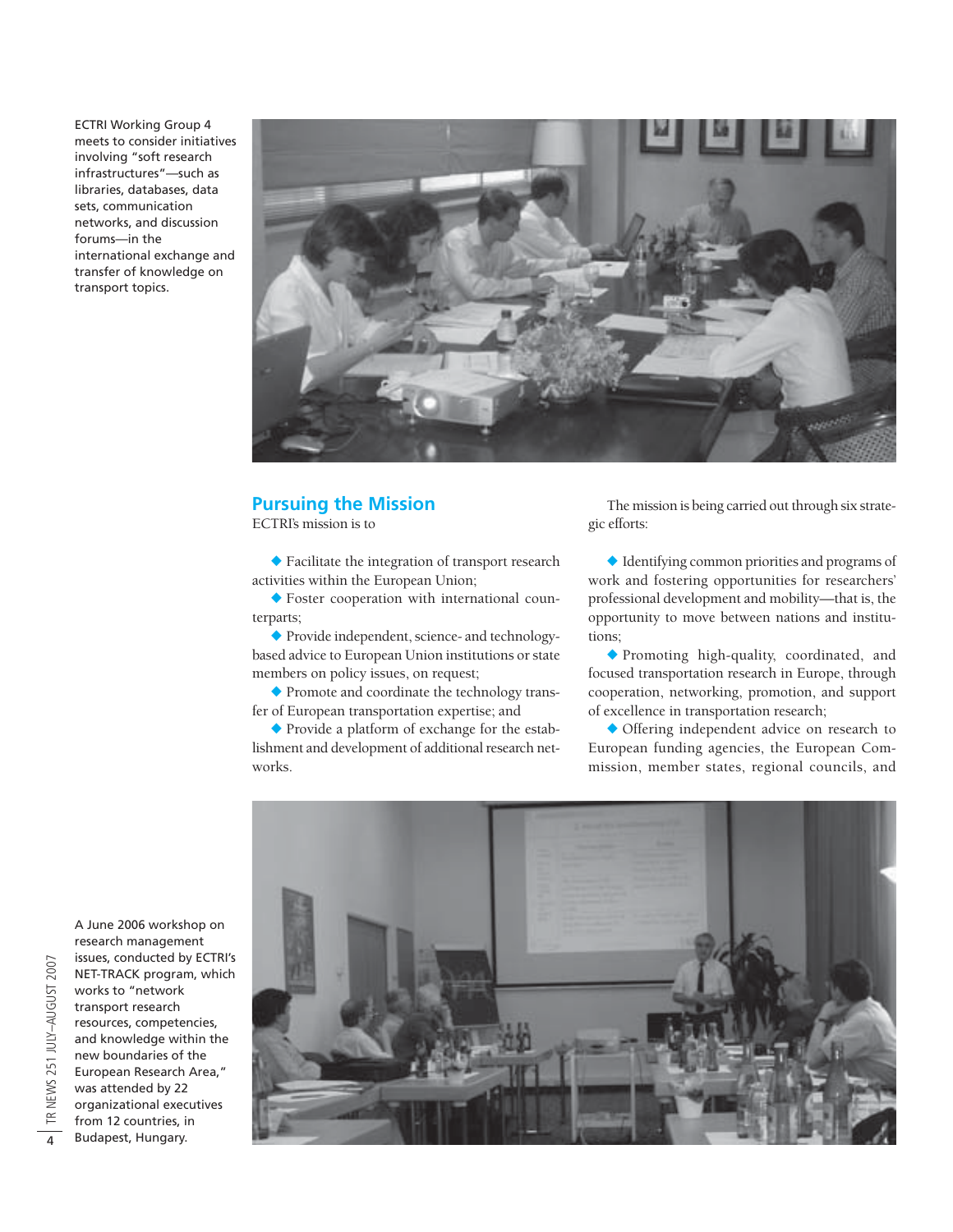ECTRI Working Group 4 meets to consider initiatives involving "soft research infrastructures"—such as libraries, databases, data sets, communication networks, and discussion forums—in the international exchange and transfer of knowledge on transport topics.

## Pursuing the Mission

ECTRI's mission is to

- Facilitate the integration of transport research activities within the European Union;
- Foster cooperation with international counterparts;
- Provide independent, science- and technology-based advice to European Union institutions or state members on policy issues, on request;
- Promote and coordinate the technology transfer of European transportation expertise; and
- Provide a platform of exchange for the establishment and development of additional research networks.

The mission is being carried out through six strategic efforts:

- Identifying common priorities and programs of work and fostering opportunities for researchers' professional development and mobility—that is, the opportunity to move between nations and institutions;
- Promoting high-quality, coordinated, and focused transportation research in Europe, through cooperation, networking, promotion, and support of excellence in transportation research;
- Offering independent advice on research to European funding agencies, the European Commission, member states, regional councils, and

A June 2006 workshop on research management issues, conducted by ECTRI's NET-TRACK program, which works to "network transport research resources, competencies, and knowledge within the new boundaries of the European Research Area," was attended by 22 organizational executives from 12 countries, in Budapest, Hungary.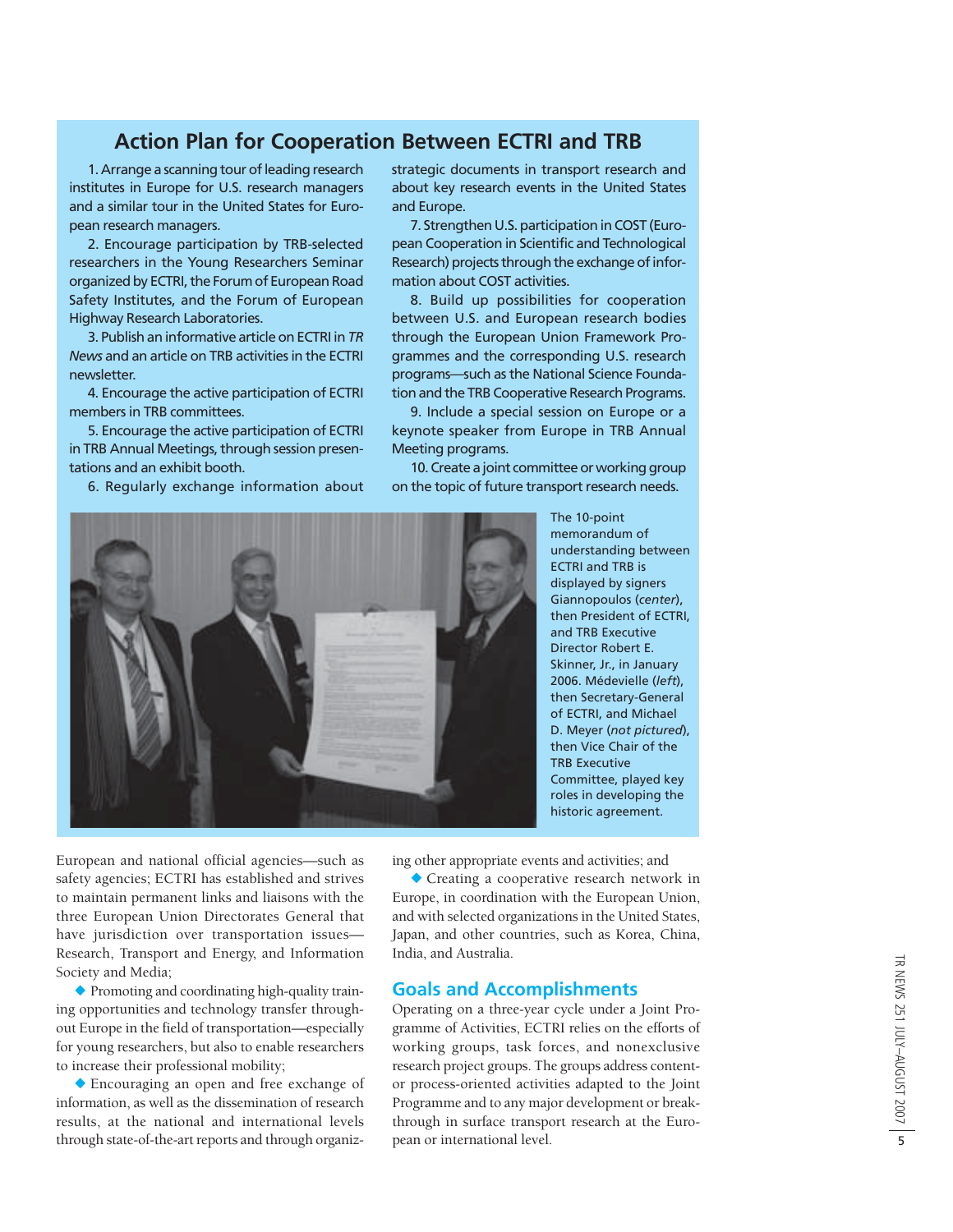## Action Plan for Cooperation Between ECTRI and TRB

1. Arrange a scanning tour of leading research institutes in Europe for U.S. research managers and a similar tour in the United States for European research managers.

2. Encourage participation by TRB-selected researchers in the Young Researchers Seminar organized by ECTRI, the Forum of European Road Safety Institutes, and the Forum of European Highway Research Laboratories.

3. Publish an informative article on ECTRI in *TR News* and an article on TRB activities in the ECTRI newsletter.

4. Encourage the active participation of ECTRI members in TRB committees.

5. Encourage the active participation of ECTRI in TRB Annual Meetings, through session presentations and an exhibit booth.

6. Regularly exchange information about strategic documents in transport research and about key research events in the United States and Europe.

7. Strengthen U.S. participation in COST (European Cooperation in Scientific and Technological Research) projects through the exchange of information about COST activities.

8. Build up possibilities for cooperation between U.S. and European research bodies through the European Union Framework Programmes and the corresponding U.S. research programs—such as the National Science Foundation and the TRB Cooperative Research Programs.

9. Include a special session on Europe or a keynote speaker from Europe in TRB Annual Meeting programs.

10. Create a joint committee or working group on the topic of future transport research needs.

The 10-point memorandum of understanding between ECTRI and TRB is displayed by signers Giannopoulos (*center*), then President of ECTRI, and TRB Executive Director Robert E. Skinner, Jr., in January 2006. Médevielle (*left*), then Secretary-General of ECTRI, and Michael D. Meyer (*not pictured*), then Vice Chair of the TRB Executive Committee, played key roles in developing the historic agreement.

European and national official agencies—such as safety agencies; ECTRI has established and strives to maintain permanent links and liaisons with the three European Union Directorates General that have jurisdiction over transportation issues—Research, Transport and Energy, and Information Society and Media;

◆ Promoting and coordinating high-quality training opportunities and technology transfer throughout Europe in the field of transportation—especially for young researchers, but also to enable researchers to increase their professional mobility;

◆ Encouraging an open and free exchange of information, as well as the dissemination of research results, at the national and international levels through state-of-the-art reports and through organizing other appropriate events and activities; and

◆ Creating a cooperative research network in Europe, in coordination with the European Union, and with selected organizations in the United States, Japan, and other countries, such as Korea, China, India, and Australia.

## Goals and Accomplishments

Operating on a three-year cycle under a Joint Programme of Activities, ECTRI relies on the efforts of working groups, task forces, and nonexclusive research project groups. The groups address content- or process-oriented activities adapted to the Joint Programme and to any major development or breakthrough in surface transport research at the European or international level.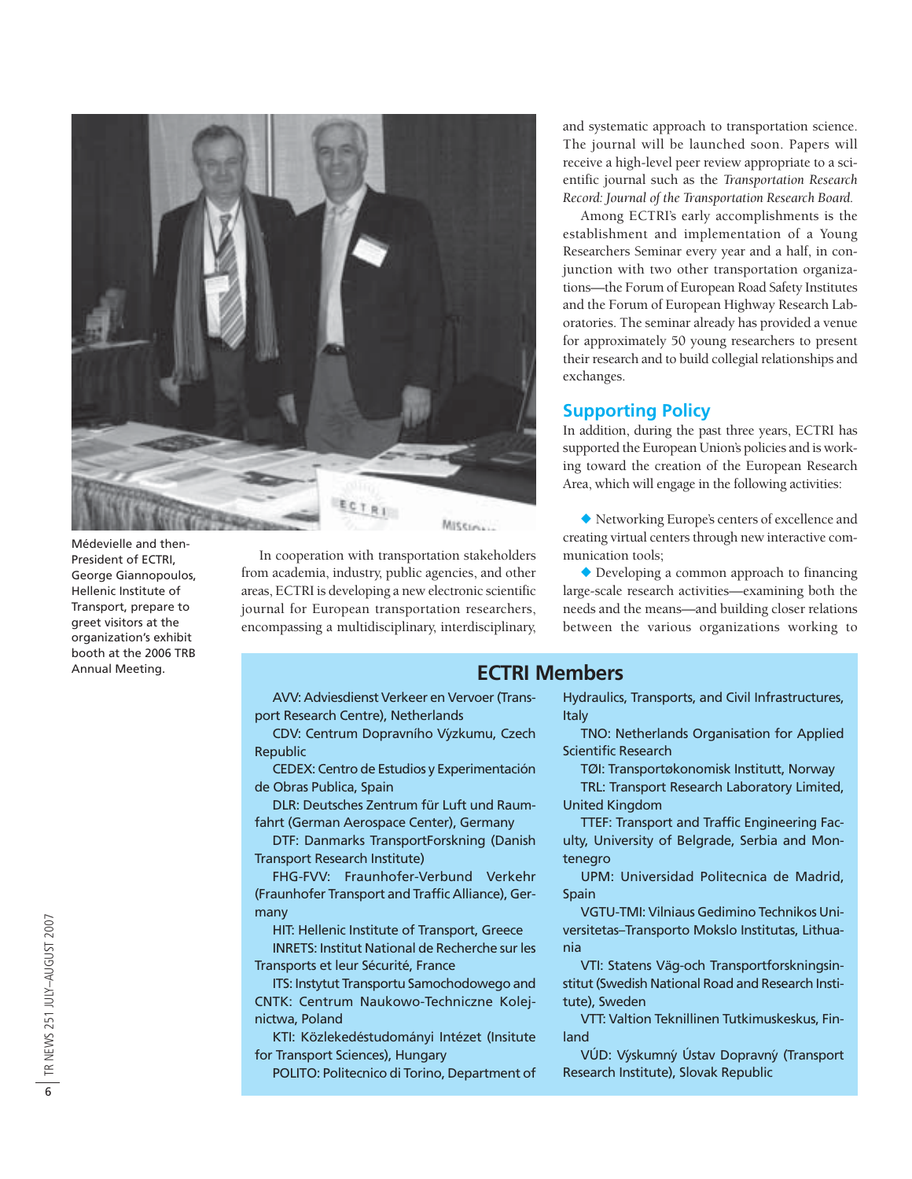Médevielle and then-President of ECTRI, George Giannopoulos, Hellenic Institute of Transport, prepare to greet visitors at the organization's exhibit booth at the 2006 TRB Annual Meeting.

In cooperation with transportation stakeholders from academia, industry, public agencies, and other areas, ECTRI is developing a new electronic scientific journal for European transportation researchers, encompassing a multidisciplinary, interdisciplinary, and systematic approach to transportation science. The journal will be launched soon. Papers will receive a high-level peer review appropriate to a scientific journal such as the *Transportation Research Record: Journal of the Transportation Research Board.*

Among ECTRI's early accomplishments is the establishment and implementation of a Young Researchers Seminar every year and a half, in conjunction with two other transportation organizations—the Forum of European Road Safety Institutes and the Forum of European Highway Research Laboratories. The seminar already has provided a venue for approximately 50 young researchers to present their research and to build collegial relationships and exchanges.

## Supporting Policy

In addition, during the past three years, ECTRI has supported the European Union's policies and is working toward the creation of the European Research Area, which will engage in the following activities:

- Networking Europe's centers of excellence and creating virtual centers through new interactive communication tools;
- Developing a common approach to financing large-scale research activities—examining both the needs and the means—and building closer relations between the various organizations working to

## ECTRI Members

AVV: Adviesdienst Verkeer en Vervoer (Transport Research Centre), Netherlands

CDV: Centrum Dopravního Výzkumu, Czech Republic

CEDEX: Centro de Estudios y Experimentación de Obras Publica, Spain

DLR: Deutsches Zentrum für Luft und Raumfahrt (German Aerospace Center), Germany

DTF: Danmarks TransportForskning (Danish Transport Research Institute)

FHG-FVV: Fraunhofer-Verbund Verkehr (Fraunhofer Transport and Traffic Alliance), Germany

HIT: Hellenic Institute of Transport, Greece

INRETS: Institut National de Recherche sur les Transports et leur Sécurité, France

ITS: Instytut Transportu Samochodowego and CNTK: Centrum Naukowo-Techniczne Kolejnictwa, Poland

KTI: Közlekedéstudományi Intézet (Insitute for Transport Sciences), Hungary

POLITO: Politecnico di Torino, Department of Hydraulics, Transports, and Civil Infrastructures, Italy

TNO: Netherlands Organisation for Applied Scientific Research

TØI: Transportøkonomisk Institutt, Norway

TRL: Transport Research Laboratory Limited, United Kingdom

TTEF: Transport and Traffic Engineering Faculty, University of Belgrade, Serbia and Montenegro

UPM: Universidad Politecnica de Madrid, Spain

VGTU-TMI: Vilniaus Gedimino Technikos Universitetas–Transporto Mokslo Institutas, Lithuania

VTI: Statens Väg-och Transportforskningsinstitut (Swedish National Road and Research Institute), Sweden

VTT: Valtion Teknillinen Tutkimuskeskus, Finland

VÚD: Výskumný Ústav Dopravný (Transport Research Institute), Slovak Republic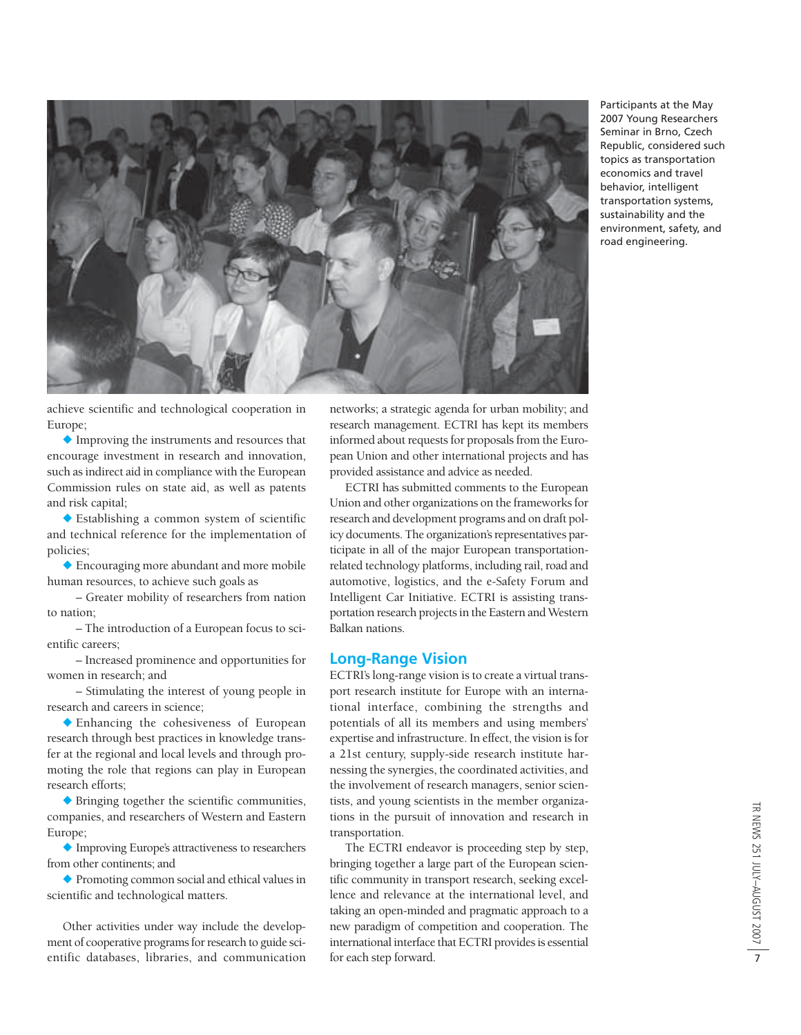Participants at the May 2007 Young Researchers Seminar in Brno, Czech Republic, considered such topics as transportation economics and travel behavior, intelligent transportation systems, sustainability and the environment, safety, and road engineering.

achieve scientific and technological cooperation in Europe;

- Improving the instruments and resources that encourage investment in research and innovation, such as indirect aid in compliance with the European Commission rules on state aid, as well as patents and risk capital;
- Establishing a common system of scientific and technical reference for the implementation of policies;
- Encouraging more abundant and more mobile human resources, to achieve such goals as
  - Greater mobility of researchers from nation to nation;
  - The introduction of a European focus to scientific careers;
  - Increased prominence and opportunities for women in research; and
  - Stimulating the interest of young people in research and careers in science;
- Enhancing the cohesiveness of European research through best practices in knowledge transfer at the regional and local levels and through promoting the role that regions can play in European research efforts;
- Bringing together the scientific communities, companies, and researchers of Western and Eastern Europe;
- Improving Europe's attractiveness to researchers from other continents; and
- Promoting common social and ethical values in scientific and technological matters.

Other activities under way include the development of cooperative programs for research to guide scientific databases, libraries, and communication networks; a strategic agenda for urban mobility; and research management. ECTRI has kept its members informed about requests for proposals from the European Union and other international projects and has provided assistance and advice as needed.

ECTRI has submitted comments to the European Union and other organizations on the frameworks for research and development programs and on draft policy documents. The organization's representatives participate in all of the major European transportation-related technology platforms, including rail, road and automotive, logistics, and the e-Safety Forum and Intelligent Car Initiative. ECTRI is assisting transportation research projects in the Eastern and Western Balkan nations.

## Long-Range Vision

ECTRI's long-range vision is to create a virtual transport research institute for Europe with an international interface, combining the strengths and potentials of all its members and using members' expertise and infrastructure. In effect, the vision is for a 21st century, supply-side research institute harnessing the synergies, the coordinated activities, and the involvement of research managers, senior scientists, and young scientists in the member organizations in the pursuit of innovation and research in transportation.

The ECTRI endeavor is proceeding step by step, bringing together a large part of the European scientific community in transport research, seeking excellence and relevance at the international level, and taking an open-minded and pragmatic approach to a new paradigm of competition and cooperation. The international interface that ECTRI provides is essential for each step forward.